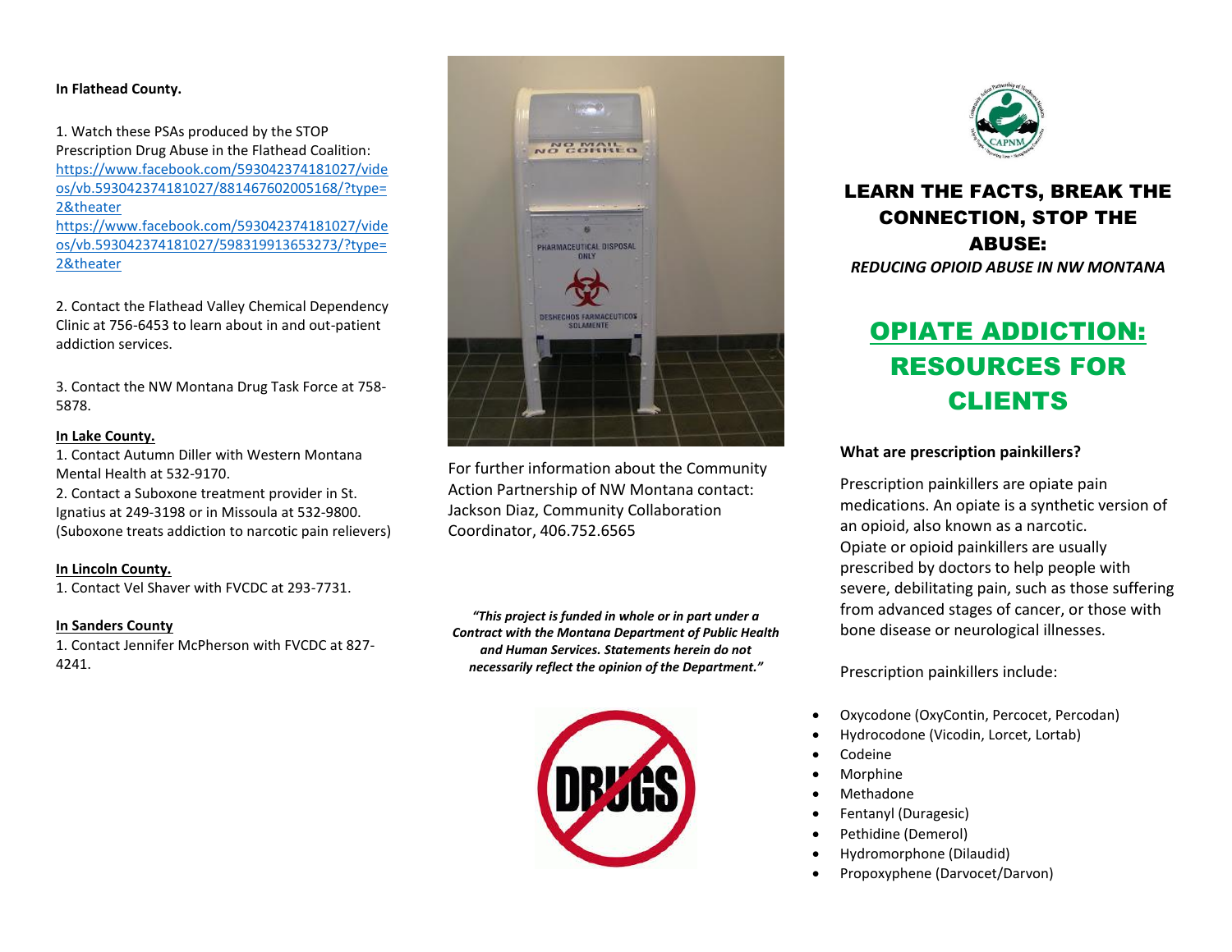**In Flathead County.**

1. Watch these PSAs produced by the STOP Prescription Drug Abuse in the Flathead Coalition: https://www.facebook.com/593042374181027/videos/vb.593042374181027/881467602005168/?type=2&theater https://www.facebook.com/593042374181027/videos/vb.593042374181027/598319913653273/?type=2&theater

2. Contact the Flathead Valley Chemical Dependency Clinic at 756-6453 to learn about in and out-patient addiction services.

3. Contact the NW Montana Drug Task Force at 758-5878.

**In Lake County.**

1. Contact Autumn Diller with Western Montana Mental Health at 532-9170.
2. Contact a Suboxone treatment provider in St. Ignatius at 249-3198 or in Missoula at 532-9800. (Suboxone treats addiction to narcotic pain relievers)

**In Lincoln County.**

1. Contact Vel Shaver with FVCDC at 293-7731.

**In Sanders County**

1. Contact Jennifer McPherson with FVCDC at 827-4241.

For further information about the Community Action Partnership of NW Montana contact: Jackson Diaz, Community Collaboration Coordinator, 406.752.6565

***"This project is funded in whole or in part under a Contract with the Montana Department of Public Health and Human Services. Statements herein do not necessarily reflect the opinion of the Department."***

# LEARN THE FACTS, BREAK THE CONNECTION, STOP THE ABUSE:

***REDUCING OPIOID ABUSE IN NW MONTANA***

# OPIATE ADDICTION: RESOURCES FOR CLIENTS

**What are prescription painkillers?**

Prescription painkillers are opiate pain medications. An opiate is a synthetic version of an opioid, also known as a narcotic. Opiate or opioid painkillers are usually prescribed by doctors to help people with severe, debilitating pain, such as those suffering from advanced stages of cancer, or those with bone disease or neurological illnesses.

Prescription painkillers include:

- Oxycodone (OxyContin, Percocet, Percodan)
- Hydrocodone (Vicodin, Lorcet, Lortab)
- Codeine
- Morphine
- Methadone
- Fentanyl (Duragesic)
- Pethidine (Demerol)
- Hydromorphone (Dilaudid)
- Propoxyphene (Darvocet/Darvon)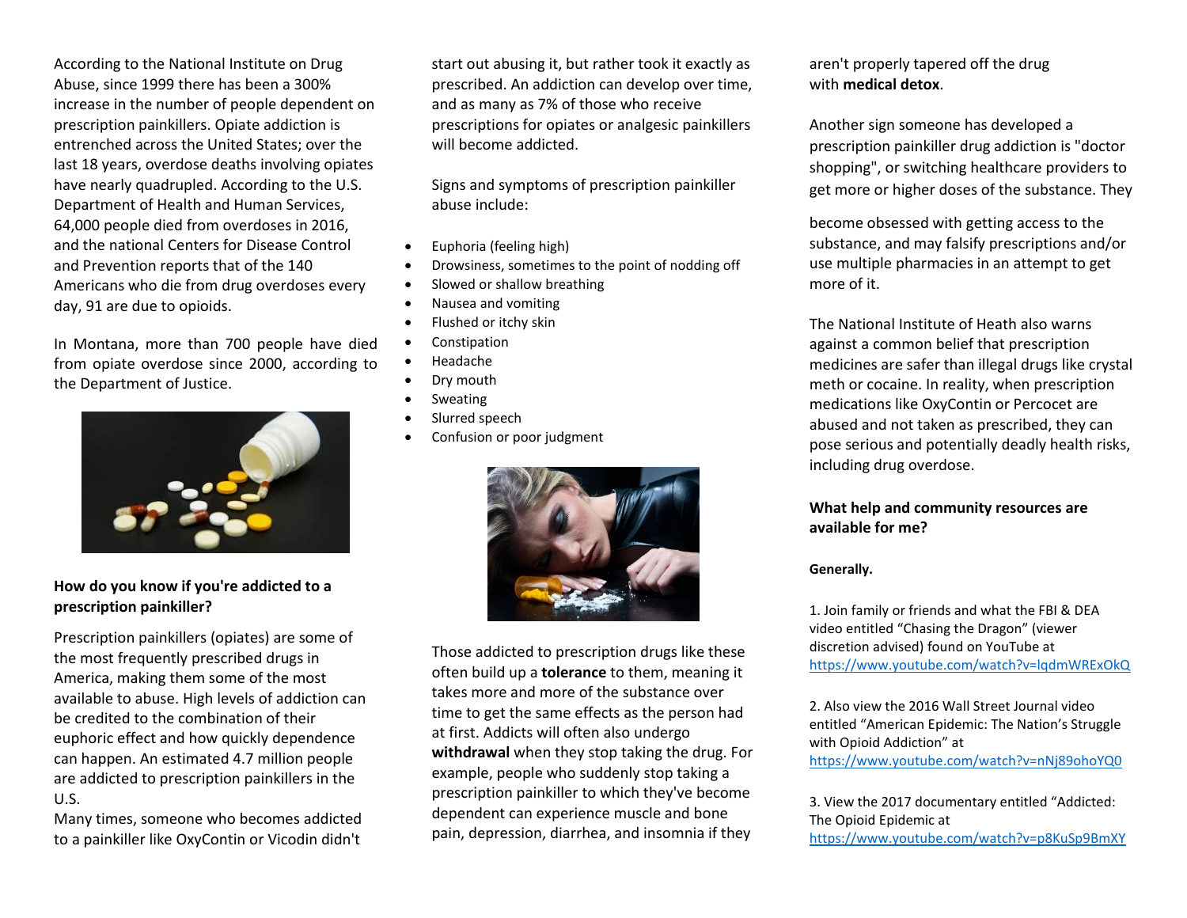According to the National Institute on Drug Abuse, since 1999 there has been a 300% increase in the number of people dependent on prescription painkillers. Opiate addiction is entrenched across the United States; over the last 18 years, overdose deaths involving opiates have nearly quadrupled. According to the U.S. Department of Health and Human Services, 64,000 people died from overdoses in 2016, and the national Centers for Disease Control and Prevention reports that of the 140 Americans who die from drug overdoses every day, 91 are due to opioids.

In Montana, more than 700 people have died from opiate overdose since 2000, according to the Department of Justice.

**How do you know if you're addicted to a prescription painkiller?**

Prescription painkillers (opiates) are some of the most frequently prescribed drugs in America, making them some of the most available to abuse. High levels of addiction can be credited to the combination of their euphoric effect and how quickly dependence can happen. An estimated 4.7 million people are addicted to prescription painkillers in the U.S.

Many times, someone who becomes addicted to a painkiller like OxyContin or Vicodin didn't start out abusing it, but rather took it exactly as prescribed. An addiction can develop over time, and as many as 7% of those who receive prescriptions for opiates or analgesic painkillers will become addicted.

Signs and symptoms of prescription painkiller abuse include:

- Euphoria (feeling high)
- Drowsiness, sometimes to the point of nodding off
- Slowed or shallow breathing
- Nausea and vomiting
- Flushed or itchy skin
- Constipation
- Headache
- Dry mouth
- Sweating
- Slurred speech
- Confusion or poor judgment

Those addicted to prescription drugs like these often build up a **tolerance** to them, meaning it takes more and more of the substance over time to get the same effects as the person had at first. Addicts will often also undergo **withdrawal** when they stop taking the drug. For example, people who suddenly stop taking a prescription painkiller to which they've become dependent can experience muscle and bone pain, depression, diarrhea, and insomnia if they aren't properly tapered off the drug with **medical detox**.

Another sign someone has developed a prescription painkiller drug addiction is "doctor shopping", or switching healthcare providers to get more or higher doses of the substance. They become obsessed with getting access to the substance, and may falsify prescriptions and/or use multiple pharmacies in an attempt to get more of it.

The National Institute of Heath also warns against a common belief that prescription medicines are safer than illegal drugs like crystal meth or cocaine. In reality, when prescription medications like OxyContin or Percocet are abused and not taken as prescribed, they can pose serious and potentially deadly health risks, including drug overdose.

**What help and community resources are available for me?**

**Generally.**

1. Join family or friends and what the FBI & DEA video entitled "Chasing the Dragon" (viewer discretion advised) found on YouTube at https://www.youtube.com/watch?v=lqdmWRExOkQ

2. Also view the 2016 Wall Street Journal video entitled "American Epidemic: The Nation's Struggle with Opioid Addiction" at https://www.youtube.com/watch?v=nNj89ohoYQ0

3. View the 2017 documentary entitled "Addicted: The Opioid Epidemic at https://www.youtube.com/watch?v=p8KuSp9BmXY